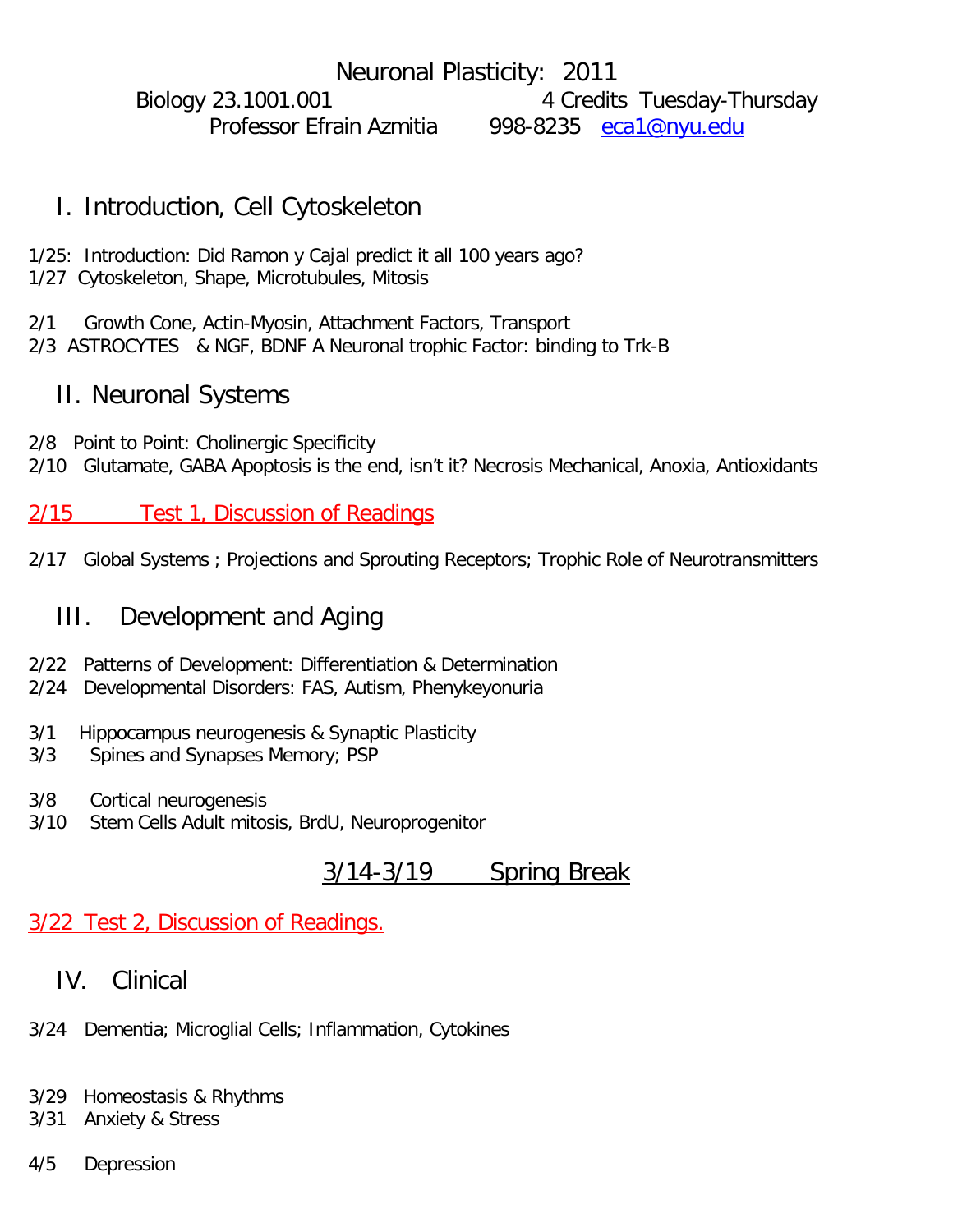# Neuronal Plasticity: 2011

Biology 23.1001.001 4 Credits Tuesday-Thursday

Professor Efrain Azmitia 998-8235 eca1@nyu.edu

## I. Introduction, Cell Cytoskeleton

1/25: Introduction: Did Ramon y Cajal predict it all 100 years ago?
1/27 Cytoskeleton, Shape, Microtubules, Mitosis

2/1 Growth Cone, Actin-Myosin, Attachment Factors, Transport
2/3 ASTROCYTES & NGF, BDNF A Neuronal trophic Factor: binding to Trk-B

## II. Neuronal Systems

2/8 Point to Point: Cholinergic Specificity
2/10 Glutamate, GABA Apoptosis is the end, isn't it? Necrosis Mechanical, Anoxia, Antioxidants

2/15 Test 1, Discussion of Readings

2/17 Global Systems ; Projections and Sprouting Receptors; Trophic Role of Neurotransmitters

## III. Development and Aging

2/22 Patterns of Development: Differentiation & Determination
2/24 Developmental Disorders: FAS, Autism, Phenykeyonuria

3/1 Hippocampus neurogenesis & Synaptic Plasticity
3/3 Spines and Synapses Memory; PSP

3/8 Cortical neurogenesis
3/10 Stem Cells Adult mitosis, BrdU, Neuroprogenitor

3/14-3/19 Spring Break

3/22 Test 2, Discussion of Readings.

## IV. Clinical

3/24 Dementia; Microglial Cells; Inflammation, Cytokines

3/29 Homeostasis & Rhythms
3/31 Anxiety & Stress

4/5 Depression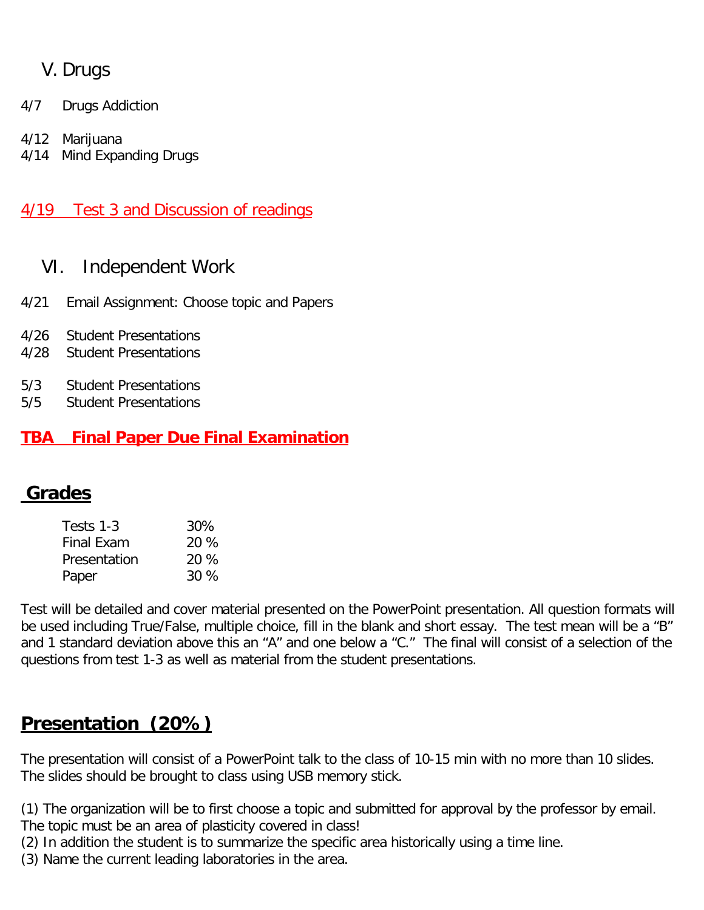## V. Drugs

4/7 Drugs Addiction

4/12 Marijuana
4/14 Mind Expanding Drugs

4/19 Test 3 and Discussion of readings

## VI. Independent Work

4/21 Email Assignment: Choose topic and Papers

4/26 Student Presentations
4/28 Student Presentations

5/3 Student Presentations
5/5 Student Presentations

**TBA Final Paper Due Final Examination**

## Grades

| | |
|---|---|
| Tests 1-3 | 30% |
| Final Exam | 20 % |
| Presentation | 20 % |
| Paper | 30 % |

Test will be detailed and cover material presented on the PowerPoint presentation. All question formats will be used including True/False, multiple choice, fill in the blank and short essay. The test mean will be a "B" and 1 standard deviation above this an "A" and one below a "C." The final will consist of a selection of the questions from test 1-3 as well as material from the student presentations.

## Presentation (20%)

The presentation will consist of a PowerPoint talk to the class of 10-15 min with no more than 10 slides. The slides should be brought to class using USB memory stick.

(1) The organization will be to first choose a topic and submitted for approval by the professor by email. The topic must be an area of plasticity covered in class!
(2) In addition the student is to summarize the specific area historically using a time line.
(3) Name the current leading laboratories in the area.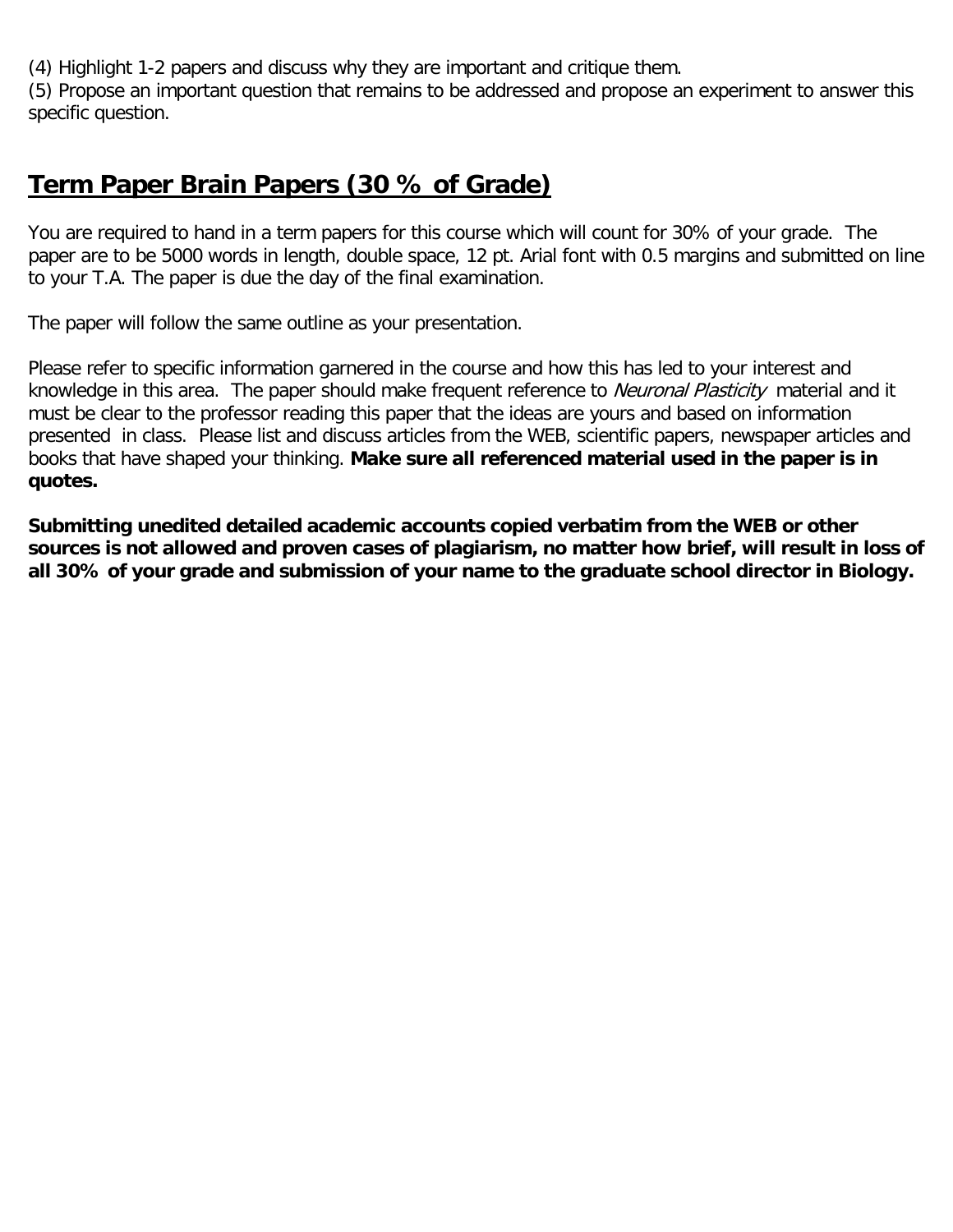(4) Highlight 1-2 papers and discuss why they are important and critique them.
(5) Propose an important question that remains to be addressed and propose an experiment to answer this specific question.

## Term Paper Brain Papers (30 % of Grade)

You are required to hand in a term papers for this course which will count for 30% of your grade. The paper are to be 5000 words in length, double space, 12 pt. Arial font with 0.5 margins and submitted on line to your T.A. The paper is due the day of the final examination.

The paper will follow the same outline as your presentation.

Please refer to specific information garnered in the course and how this has led to your interest and knowledge in this area. The paper should make frequent reference to *Neuronal Plasticity* material and it must be clear to the professor reading this paper that the ideas are yours and based on information presented in class. Please list and discuss articles from the WEB, scientific papers, newspaper articles and books that have shaped your thinking. **Make sure all referenced material used in the paper is in quotes.**

**Submitting unedited detailed academic accounts copied verbatim from the WEB or other sources is not allowed and proven cases of plagiarism, no matter how brief, will result in loss of all 30% of your grade and submission of your name to the graduate school director in Biology.**